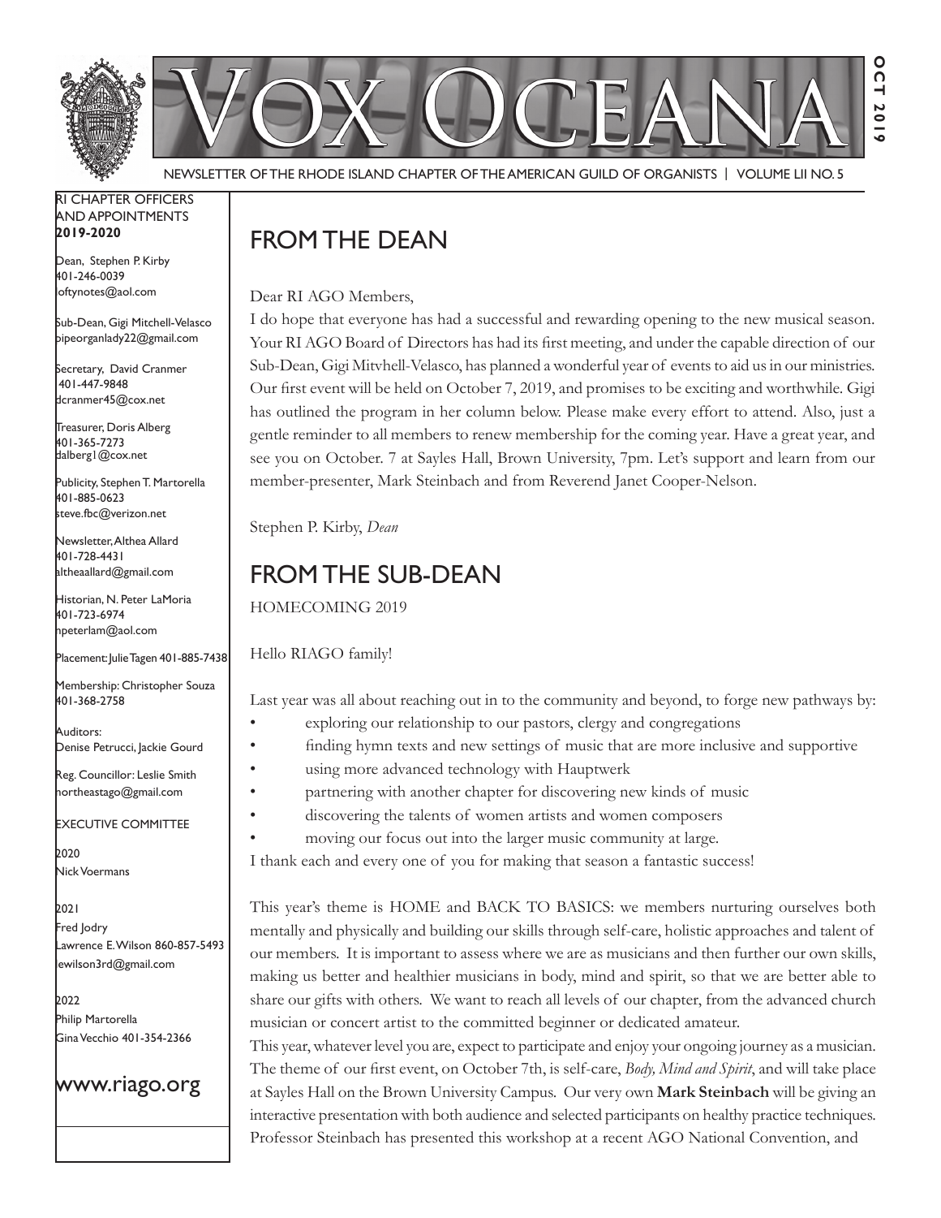# VOX OCEANA

NEWSLETTER OF THE RHODE ISLAND CHAPTER OF THE AMERICAN GUILD OF ORGANISTS | VOLUME LII NO. 5

OCT 2019

RI CHAPTER OFFICERS AND APPOINTMENTS
**2019-2020**

Dean, Stephen P. Kirby
401-246-0039
loftynotes@aol.com

Sub-Dean, Gigi Mitchell-Velasco
pipeorganlady22@gmail.com

Secretary, David Cranmer
401-447-9848
dcranmer45@cox.net

Treasurer, Doris Alberg
401-365-7273
dalberg1@cox.net

Publicity, Stephen T. Martorella
401-885-0623
steve.fbc@verizon.net

Newsletter, Althea Allard
401-728-4431
altheaallard@gmail.com

Historian, N. Peter LaMoria
401-723-6974
npeterlam@aol.com

Placement: Julie Tagen 401-885-7438

Membership: Christopher Souza
401-368-2758

Auditors:
Denise Petrucci, Jackie Gourd

Reg. Councillor: Leslie Smith
northeastago@gmail.com

EXECUTIVE COMMITTEE

2020
Nick Voermans

2021
Fred Jodry
Lawrence E. Wilson 860-857-5493
lewilson3rd@gmail.com

2022
Philip Martorella
Gina Vecchio 401-354-2366

www.riago.org

## FROM THE DEAN

Dear RI AGO Members,

I do hope that everyone has had a successful and rewarding opening to the new musical season. Your RI AGO Board of Directors has had its first meeting, and under the capable direction of our Sub-Dean, Gigi Mitvhell-Velasco, has planned a wonderful year of events to aid us in our ministries. Our first event will be held on October 7, 2019, and promises to be exciting and worthwhile. Gigi has outlined the program in her column below. Please make every effort to attend. Also, just a gentle reminder to all members to renew membership for the coming year. Have a great year, and see you on October. 7 at Sayles Hall, Brown University, 7pm. Let's support and learn from our member-presenter, Mark Steinbach and from Reverend Janet Cooper-Nelson.

Stephen P. Kirby, *Dean*

## FROM THE SUB-DEAN

HOMECOMING 2019

Hello RIAGO family!

Last year was all about reaching out in to the community and beyond, to forge new pathways by:

- exploring our relationship to our pastors, clergy and congregations
- finding hymn texts and new settings of music that are more inclusive and supportive
- using more advanced technology with Hauptwerk
- partnering with another chapter for discovering new kinds of music
- discovering the talents of women artists and women composers
- moving our focus out into the larger music community at large.

I thank each and every one of you for making that season a fantastic success!

This year's theme is HOME and BACK TO BASICS: we members nurturing ourselves both mentally and physically and building our skills through self-care, holistic approaches and talent of our members. It is important to assess where we are as musicians and then further our own skills, making us better and healthier musicians in body, mind and spirit, so that we are better able to share our gifts with others. We want to reach all levels of our chapter, from the advanced church musician or concert artist to the committed beginner or dedicated amateur.

This year, whatever level you are, expect to participate and enjoy your ongoing journey as a musician. The theme of our first event, on October 7th, is self-care, *Body, Mind and Spirit*, and will take place at Sayles Hall on the Brown University Campus. Our very own **Mark Steinbach** will be giving an interactive presentation with both audience and selected participants on healthy practice techniques. Professor Steinbach has presented this workshop at a recent AGO National Convention, and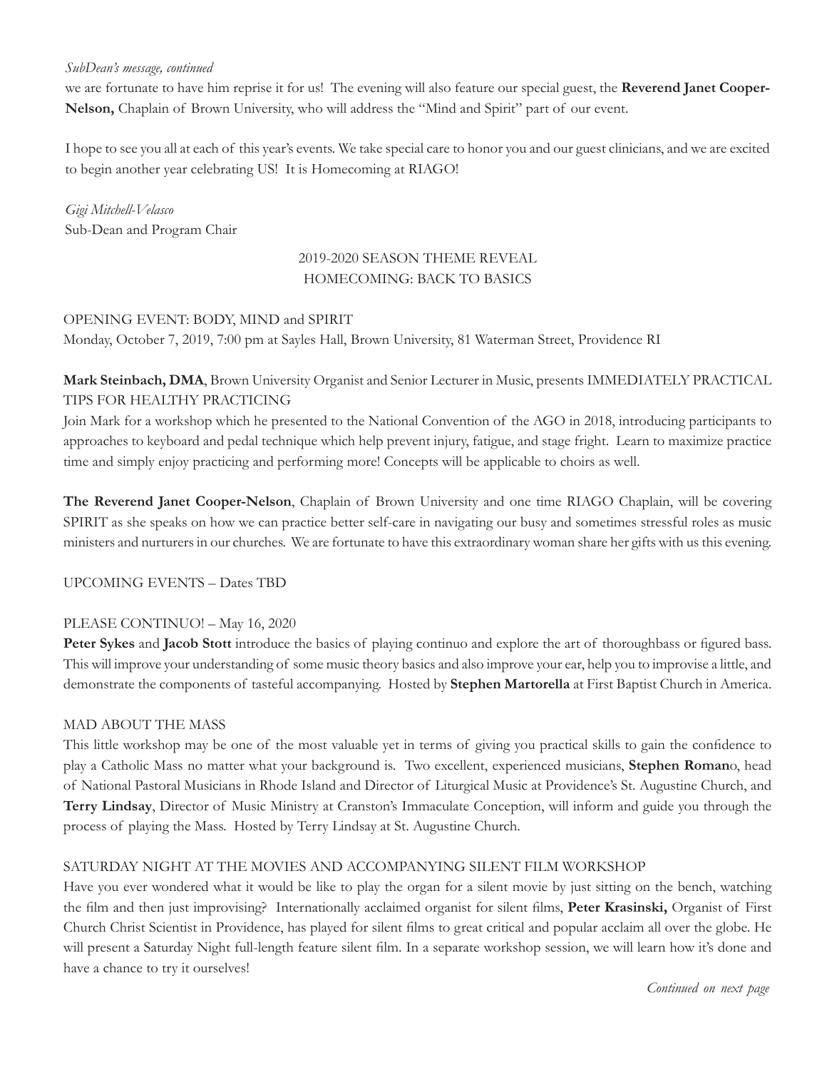*SubDean's message, continued*

we are fortunate to have him reprise it for us! The evening will also feature our special guest, the **Reverend Janet Cooper-Nelson,** Chaplain of Brown University, who will address the "Mind and Spirit" part of our event.

I hope to see you all at each of this year's events. We take special care to honor you and our guest clinicians, and we are excited to begin another year celebrating US! It is Homecoming at RIAGO!

*Gigi Mitchell-Velasco*
Sub-Dean and Program Chair

## 2019-2020 SEASON THEME REVEAL
## HOMECOMING: BACK TO BASICS

### OPENING EVENT: BODY, MIND and SPIRIT

Monday, October 7, 2019, 7:00 pm at Sayles Hall, Brown University, 81 Waterman Street, Providence RI

**Mark Steinbach, DMA**, Brown University Organist and Senior Lecturer in Music, presents IMMEDIATELY PRACTICAL TIPS FOR HEALTHY PRACTICING

Join Mark for a workshop which he presented to the National Convention of the AGO in 2018, introducing participants to approaches to keyboard and pedal technique which help prevent injury, fatigue, and stage fright. Learn to maximize practice time and simply enjoy practicing and performing more! Concepts will be applicable to choirs as well.

**The Reverend Janet Cooper-Nelson**, Chaplain of Brown University and one time RIAGO Chaplain, will be covering SPIRIT as she speaks on how we can practice better self-care in navigating our busy and sometimes stressful roles as music ministers and nurturers in our churches. We are fortunate to have this extraordinary woman share her gifts with us this evening.

### UPCOMING EVENTS – Dates TBD

### PLEASE CONTINUO! – May 16, 2020

**Peter Sykes** and **Jacob Stott** introduce the basics of playing continuo and explore the art of thoroughbass or figured bass. This will improve your understanding of some music theory basics and also improve your ear, help you to improvise a little, and demonstrate the components of tasteful accompanying. Hosted by **Stephen Martorella** at First Baptist Church in America.

### MAD ABOUT THE MASS

This little workshop may be one of the most valuable yet in terms of giving you practical skills to gain the confidence to play a Catholic Mass no matter what your background is. Two excellent, experienced musicians, **Stephen Roman**o, head of National Pastoral Musicians in Rhode Island and Director of Liturgical Music at Providence's St. Augustine Church, and **Terry Lindsay**, Director of Music Ministry at Cranston's Immaculate Conception, will inform and guide you through the process of playing the Mass. Hosted by Terry Lindsay at St. Augustine Church.

### SATURDAY NIGHT AT THE MOVIES AND ACCOMPANYING SILENT FILM WORKSHOP

Have you ever wondered what it would be like to play the organ for a silent movie by just sitting on the bench, watching the film and then just improvising? Internationally acclaimed organist for silent films, **Peter Krasinski,** Organist of First Church Christ Scientist in Providence, has played for silent films to great critical and popular acclaim all over the globe. He will present a Saturday Night full-length feature silent film. In a separate workshop session, we will learn how it's done and have a chance to try it ourselves!

*Continued on next page*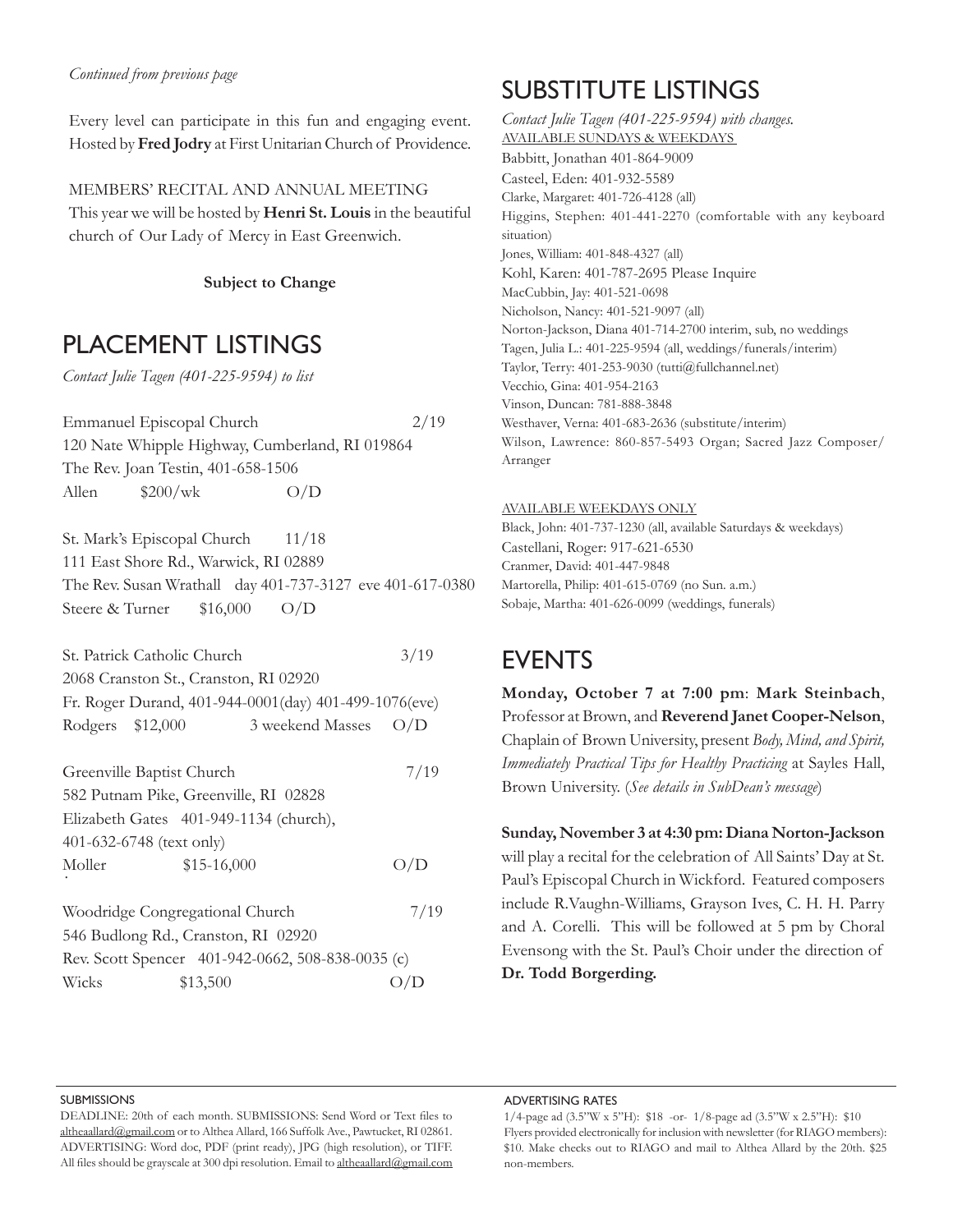*Continued from previous page*

Every level can participate in this fun and engaging event. Hosted by **Fred Jodry** at First Unitarian Church of Providence.

MEMBERS' RECITAL AND ANNUAL MEETING
This year we will be hosted by **Henri St. Louis** in the beautiful church of Our Lady of Mercy in East Greenwich.

**Subject to Change**

## PLACEMENT LISTINGS

*Contact Julie Tagen (401-225-9594) to list*

Emmanuel Episcopal Church 2/19
120 Nate Whipple Highway, Cumberland, RI 019864
The Rev. Joan Testin, 401-658-1506
Allen $200/wk O/D

St. Mark's Episcopal Church 11/18
111 East Shore Rd., Warwick, RI 02889
The Rev. Susan Wrathall day 401-737-3127 eve 401-617-0380
Steere & Turner $16,000 O/D

St. Patrick Catholic Church 3/19
2068 Cranston St., Cranston, RI 02920
Fr. Roger Durand, 401-944-0001(day) 401-499-1076(eve)
Rodgers $12,000 3 weekend Masses O/D

Greenville Baptist Church 7/19
582 Putnam Pike, Greenville, RI 02828
Elizabeth Gates 401-949-1134 (church),
401-632-6748 (text only)
Moller $15-16,000 O/D

Woodridge Congregational Church 7/19
546 Budlong Rd., Cranston, RI 02920
Rev. Scott Spencer 401-942-0662, 508-838-0035 (c)
Wicks $13,500 O/D

## SUBSTITUTE LISTINGS

*Contact Julie Tagen (401-225-9594) with changes.*

AVAILABLE SUNDAYS & WEEKDAYS

Babbitt, Jonathan 401-864-9009
Casteel, Eden: 401-932-5589
Clarke, Margaret: 401-726-4128 (all)
Higgins, Stephen: 401-441-2270 (comfortable with any keyboard situation)
Jones, William: 401-848-4327 (all)
Kohl, Karen: 401-787-2695 Please Inquire
MacCubbin, Jay: 401-521-0698
Nicholson, Nancy: 401-521-9097 (all)
Norton-Jackson, Diana 401-714-2700 interim, sub, no weddings
Tagen, Julia L.: 401-225-9594 (all, weddings/funerals/interim)
Taylor, Terry: 401-253-9030 (tutti@fullchannel.net)
Vecchio, Gina: 401-954-2163
Vinson, Duncan: 781-888-3848
Westhaver, Verna: 401-683-2636 (substitute/interim)
Wilson, Lawrence: 860-857-5493 Organ; Sacred Jazz Composer/Arranger

AVAILABLE WEEKDAYS ONLY

Black, John: 401-737-1230 (all, available Saturdays & weekdays)
Castellani, Roger: 917-621-6530
Cranmer, David: 401-447-9848
Martorella, Philip: 401-615-0769 (no Sun. a.m.)
Sobaje, Martha: 401-626-0099 (weddings, funerals)

## EVENTS

**Monday, October 7 at 7:00 pm**: **Mark Steinbach**, Professor at Brown, and **Reverend Janet Cooper-Nelson**, Chaplain of Brown University, present *Body, Mind, and Spirit, Immediately Practical Tips for Healthy Practicing* at Sayles Hall, Brown University. (*See details in SubDean's message*)

**Sunday, November 3 at 4:30 pm: Diana Norton-Jackson** will play a recital for the celebration of All Saints' Day at St. Paul's Episcopal Church in Wickford. Featured composers include R.Vaughn-Williams, Grayson Ives, C. H. H. Parry and A. Corelli. This will be followed at 5 pm by Choral Evensong with the St. Paul's Choir under the direction of **Dr. Todd Borgerding.**

SUBMISSIONS

DEADLINE: 20th of each month. SUBMISSIONS: Send Word or Text files to altheaallard@gmail.com or to Althea Allard, 166 Suffolk Ave., Pawtucket, RI 02861. ADVERTISING: Word doc, PDF (print ready), JPG (high resolution), or TIFF. All files should be grayscale at 300 dpi resolution. Email to altheaallard@gmail.com

ADVERTISING RATES

1/4-page ad (3.5"W x 5"H): $18 -or- 1/8-page ad (3.5"W x 2.5"H): $10
Flyers provided electronically for inclusion with newsletter (for RIAGO members): $10. Make checks out to RIAGO and mail to Althea Allard by the 20th. $25 non-members.